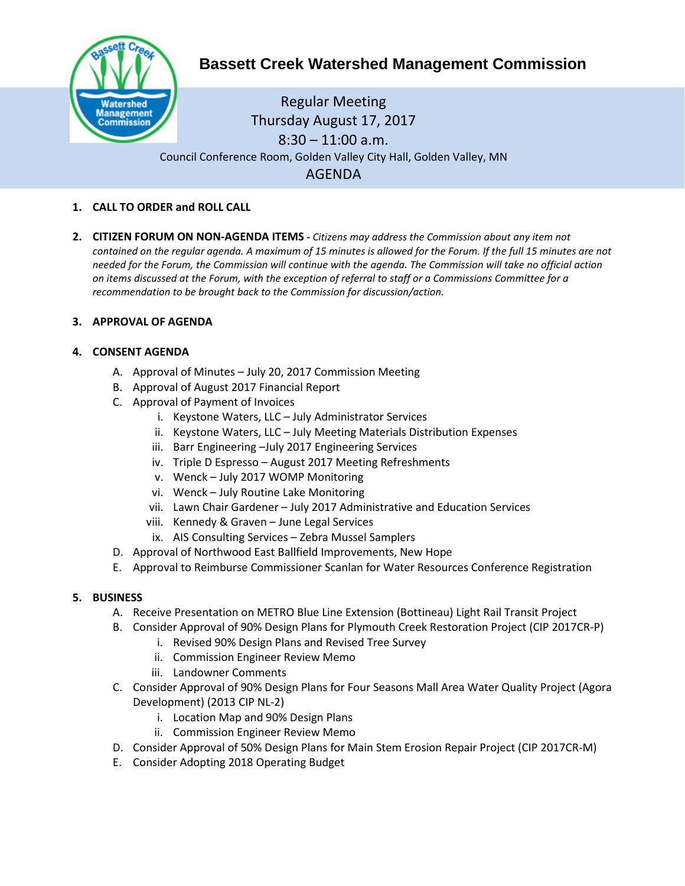# Bassett Creek Watershed Management Commission

Regular Meeting
Thursday August 17, 2017
8:30 – 11:00 a.m.
Council Conference Room, Golden Valley City Hall, Golden Valley, MN

AGENDA

1. **CALL TO ORDER and ROLL CALL**

2. **CITIZEN FORUM ON NON-AGENDA ITEMS -** *Citizens may address the Commission about any item not contained on the regular agenda. A maximum of 15 minutes is allowed for the Forum. If the full 15 minutes are not needed for the Forum, the Commission will continue with the agenda. The Commission will take no official action on items discussed at the Forum, with the exception of referral to staff or a Commissions Committee for a recommendation to be brought back to the Commission for discussion/action.*

3. **APPROVAL OF AGENDA**

4. **CONSENT AGENDA**
   - A. Approval of Minutes – July 20, 2017 Commission Meeting
   - B. Approval of August 2017 Financial Report
   - C. Approval of Payment of Invoices
     - i. Keystone Waters, LLC – July Administrator Services
     - ii. Keystone Waters, LLC – July Meeting Materials Distribution Expenses
     - iii. Barr Engineering –July 2017 Engineering Services
     - iv. Triple D Espresso – August 2017 Meeting Refreshments
     - v. Wenck – July 2017 WOMP Monitoring
     - vi. Wenck – July Routine Lake Monitoring
     - vii. Lawn Chair Gardener – July 2017 Administrative and Education Services
     - viii. Kennedy & Graven – June Legal Services
     - ix. AIS Consulting Services – Zebra Mussel Samplers
   - D. Approval of Northwood East Ballfield Improvements, New Hope
   - E. Approval to Reimburse Commissioner Scanlan for Water Resources Conference Registration

5. **BUSINESS**
   - A. Receive Presentation on METRO Blue Line Extension (Bottineau) Light Rail Transit Project
   - B. Consider Approval of 90% Design Plans for Plymouth Creek Restoration Project (CIP 2017CR-P)
     - i. Revised 90% Design Plans and Revised Tree Survey
     - ii. Commission Engineer Review Memo
     - iii. Landowner Comments
   - C. Consider Approval of 90% Design Plans for Four Seasons Mall Area Water Quality Project (Agora Development) (2013 CIP NL-2)
     - i. Location Map and 90% Design Plans
     - ii. Commission Engineer Review Memo
   - D. Consider Approval of 50% Design Plans for Main Stem Erosion Repair Project (CIP 2017CR-M)
   - E. Consider Adopting 2018 Operating Budget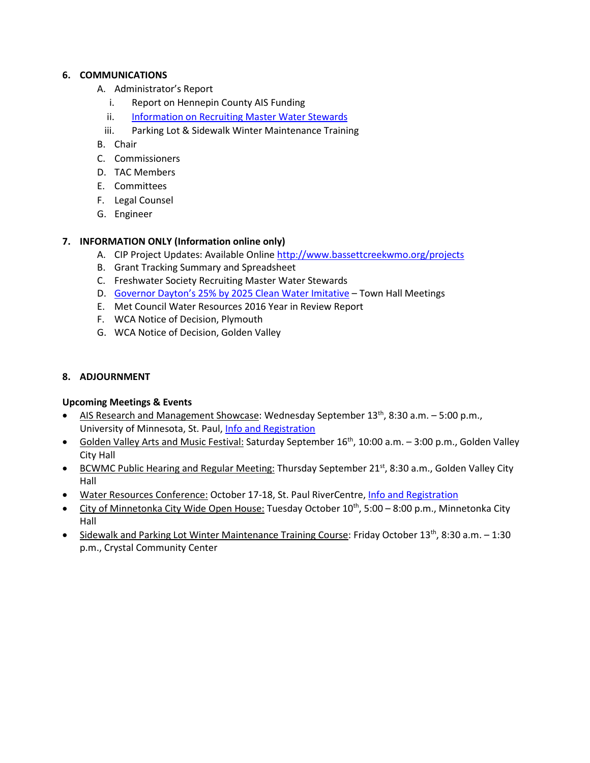**6. COMMUNICATIONS**

A. Administrator's Report
   i. Report on Hennepin County AIS Funding
   ii. Information on Recruiting Master Water Stewards
   iii. Parking Lot & Sidewalk Winter Maintenance Training

B. Chair

C. Commissioners

D. TAC Members

E. Committees

F. Legal Counsel

G. Engineer

**7. INFORMATION ONLY (Information online only)**

A. CIP Project Updates: Available Online http://www.bassettcreekwmo.org/projects

B. Grant Tracking Summary and Spreadsheet

C. Freshwater Society Recruiting Master Water Stewards

D. Governor Dayton's 25% by 2025 Clean Water Imitative – Town Hall Meetings

E. Met Council Water Resources 2016 Year in Review Report

F. WCA Notice of Decision, Plymouth

G. WCA Notice of Decision, Golden Valley

**8. ADJOURNMENT**

**Upcoming Meetings & Events**

- AIS Research and Management Showcase: Wednesday September 13th, 8:30 a.m. – 5:00 p.m., University of Minnesota, St. Paul, Info and Registration
- Golden Valley Arts and Music Festival: Saturday September 16th, 10:00 a.m. – 3:00 p.m., Golden Valley City Hall
- BCWMC Public Hearing and Regular Meeting: Thursday September 21st, 8:30 a.m., Golden Valley City Hall
- Water Resources Conference: October 17-18, St. Paul RiverCentre, Info and Registration
- City of Minnetonka City Wide Open House: Tuesday October 10th, 5:00 – 8:00 p.m., Minnetonka City Hall
- Sidewalk and Parking Lot Winter Maintenance Training Course: Friday October 13th, 8:30 a.m. – 1:30 p.m., Crystal Community Center